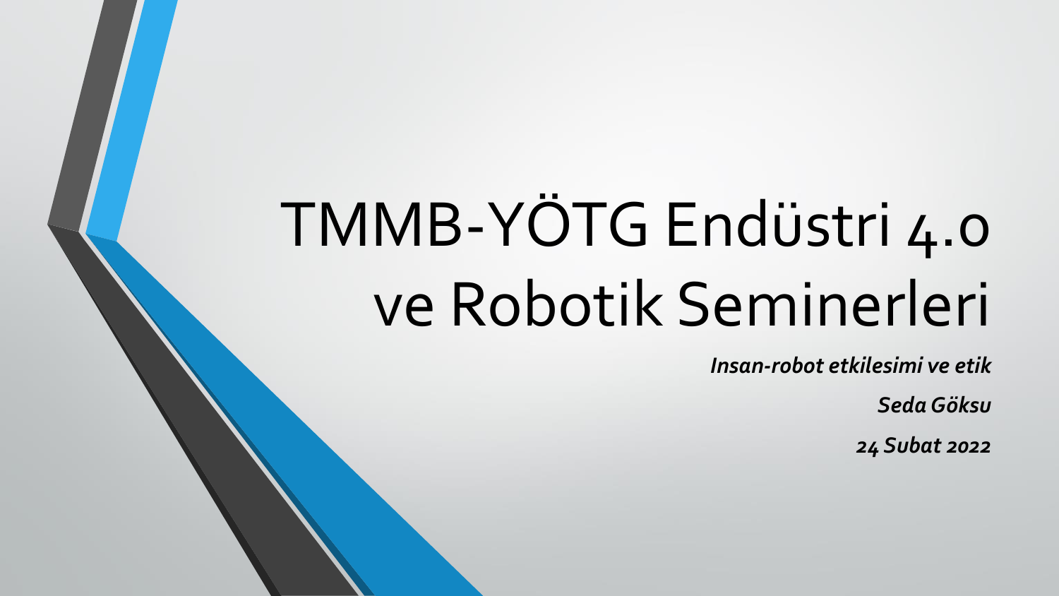# TMMB-YÖTG Endüstri 4.0 ve Robotik Seminerleri

***Insan-robot etkilesimi ve etik***

***Seda Göksu***

***24 Subat 2022***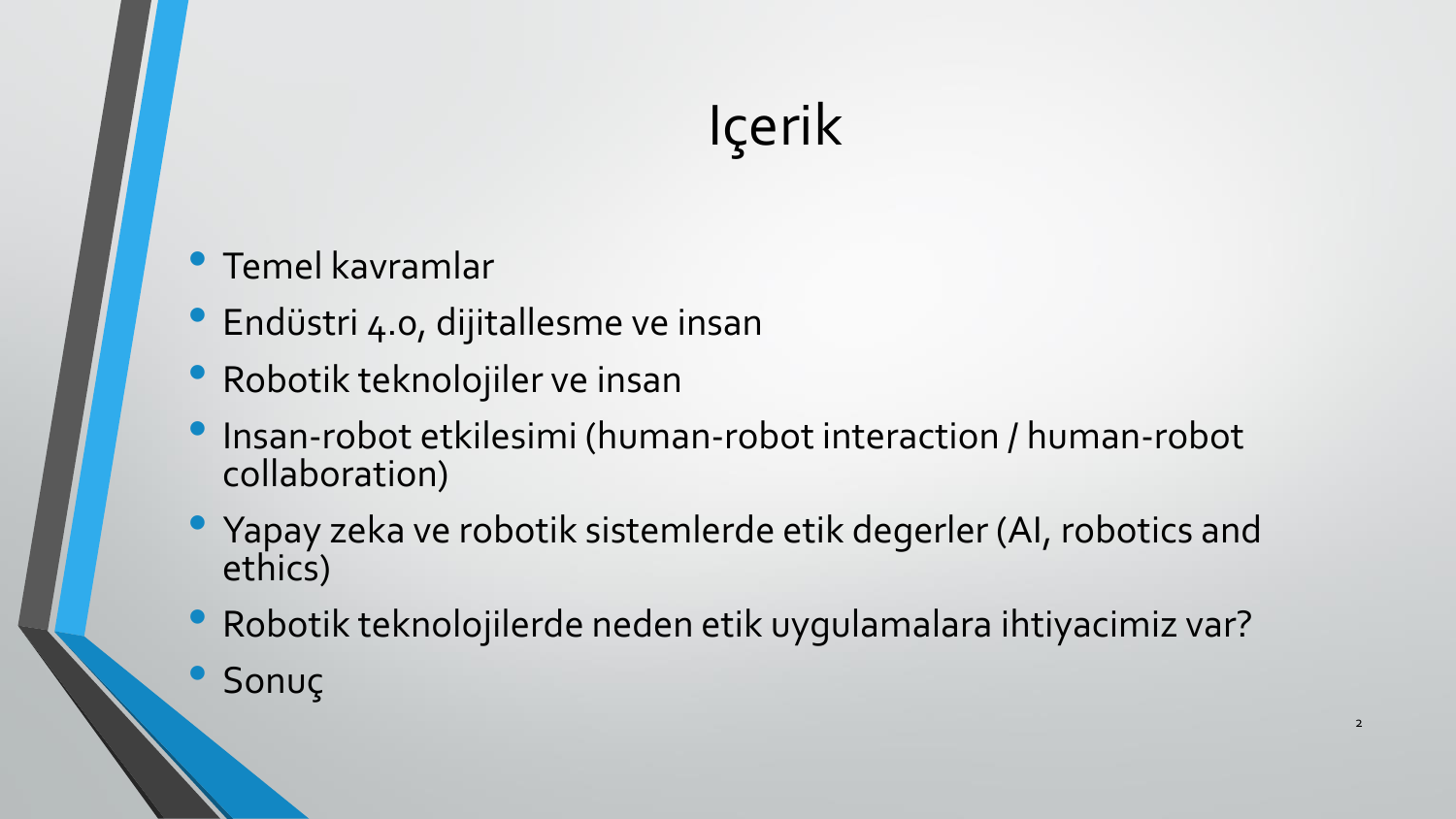# Içerik

- Temel kavramlar
- Endüstri 4.0, dijitallesme ve insan
- Robotik teknolojiler ve insan
- Insan-robot etkilesimi (human-robot interaction / human-robot collaboration)
- Yapay zeka ve robotik sistemlerde etik degerler (AI, robotics and ethics)
- Robotik teknolojilerde neden etik uygulamalara ihtiyacimiz var?
- Sonuç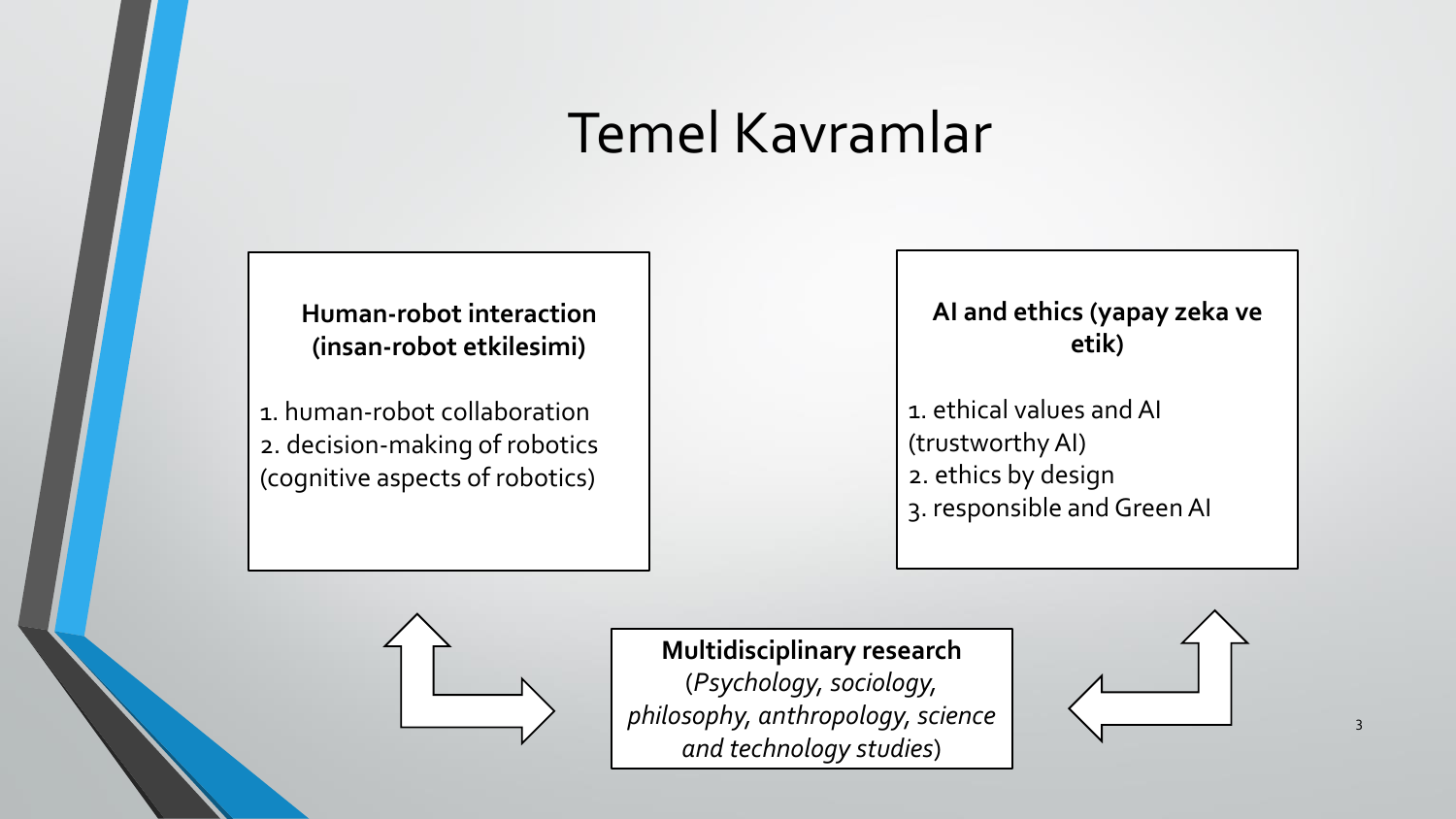# Temel Kavramlar

**Human-robot interaction (insan-robot etkilesimi)**

1. human-robot collaboration
2. decision-making of robotics (cognitive aspects of robotics)

**AI and ethics (yapay zeka ve etik)**

1. ethical values and AI (trustworthy AI)
2. ethics by design
3. responsible and Green AI

**Multidisciplinary research**
(*Psychology, sociology, philosophy, anthropology, science and technology studies*)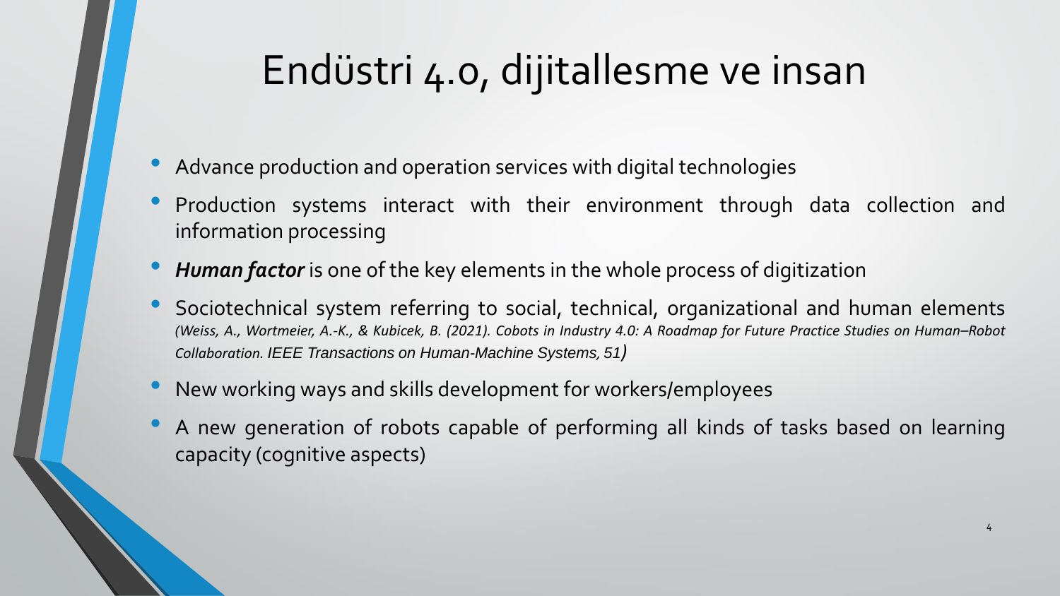# Endüstri 4.0, dijitallesme ve insan

- Advance production and operation services with digital technologies
- Production systems interact with their environment through data collection and information processing
- ***Human factor*** is one of the key elements in the whole process of digitization
- Sociotechnical system referring to social, technical, organizational and human elements *(Weiss, A., Wortmeier, A.-K., & Kubicek, B. (2021). Cobots in Industry 4.0: A Roadmap for Future Practice Studies on Human–Robot Collaboration. IEEE Transactions on Human-Machine Systems, 51)*
- New working ways and skills development for workers/employees
- A new generation of robots capable of performing all kinds of tasks based on learning capacity (cognitive aspects)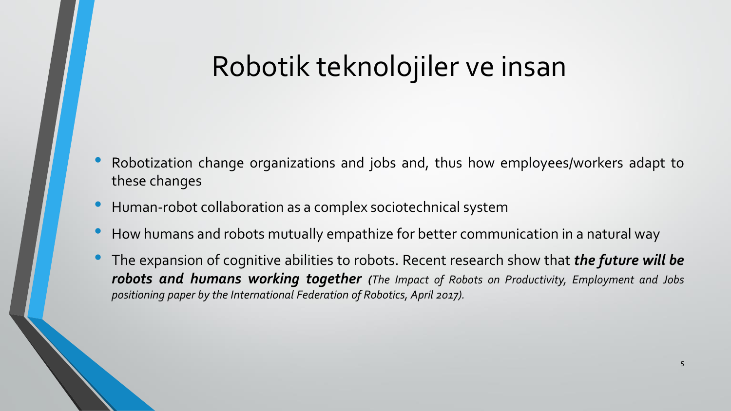# Robotik teknolojiler ve insan

- Robotization change organizations and jobs and, thus how employees/workers adapt to these changes
- Human-robot collaboration as a complex sociotechnical system
- How humans and robots mutually empathize for better communication in a natural way
- The expansion of cognitive abilities to robots. Recent research show that ***the future will be robots and humans working together*** *(The Impact of Robots on Productivity, Employment and Jobs positioning paper by the International Federation of Robotics, April 2017).*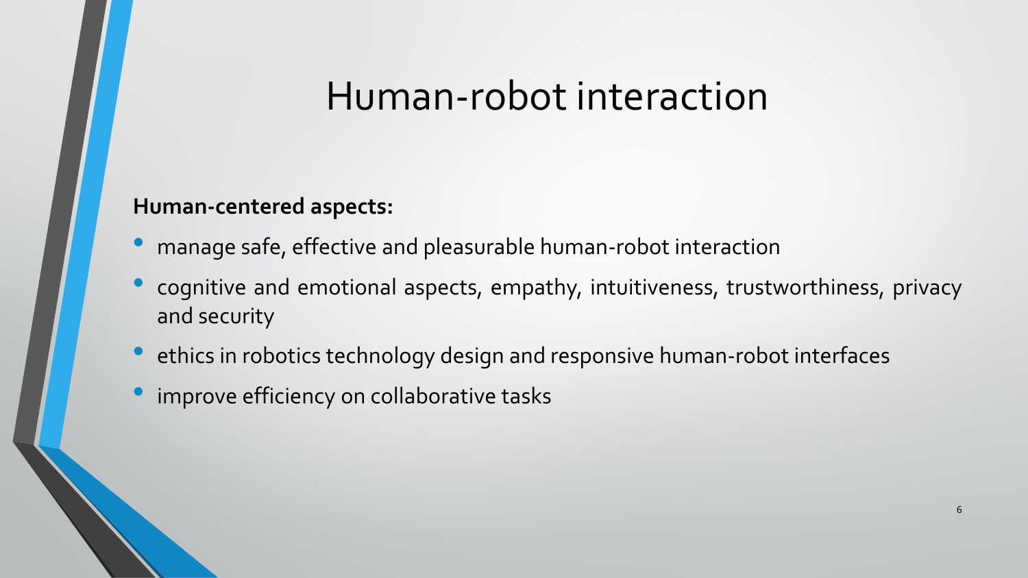# Human-robot interaction

**Human-centered aspects:**

- manage safe, effective and pleasurable human-robot interaction
- cognitive and emotional aspects, empathy, intuitiveness, trustworthiness, privacy and security
- ethics in robotics technology design and responsive human-robot interfaces
- improve efficiency on collaborative tasks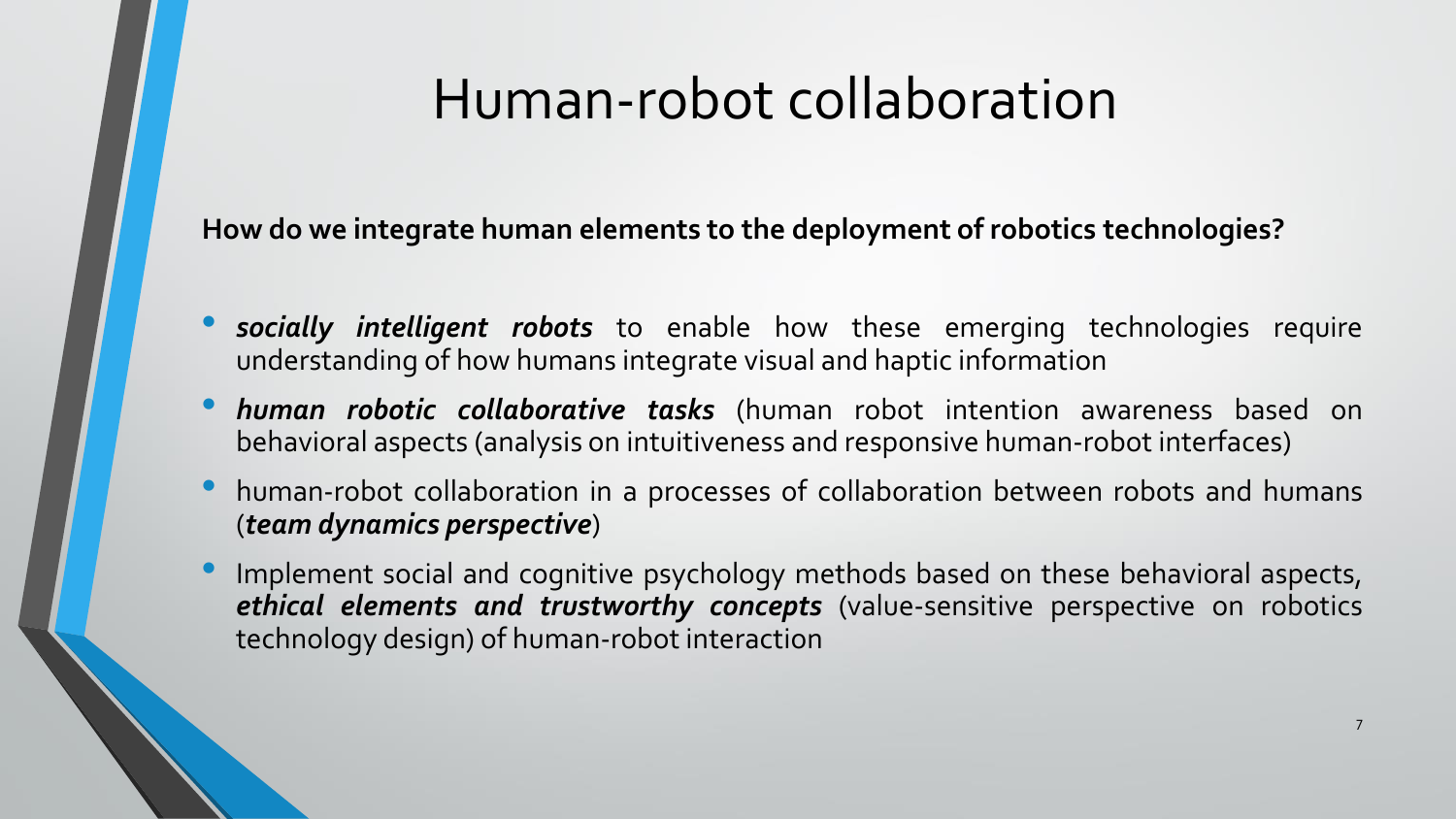# Human-robot collaboration

**How do we integrate human elements to the deployment of robotics technologies?**

- ***socially intelligent robots*** to enable how these emerging technologies require understanding of how humans integrate visual and haptic information
- ***human robotic collaborative tasks*** (human robot intention awareness based on behavioral aspects (analysis on intuitiveness and responsive human-robot interfaces)
- human-robot collaboration in a processes of collaboration between robots and humans (***team dynamics perspective***)
- Implement social and cognitive psychology methods based on these behavioral aspects, ***ethical elements and trustworthy concepts*** (value-sensitive perspective on robotics technology design) of human-robot interaction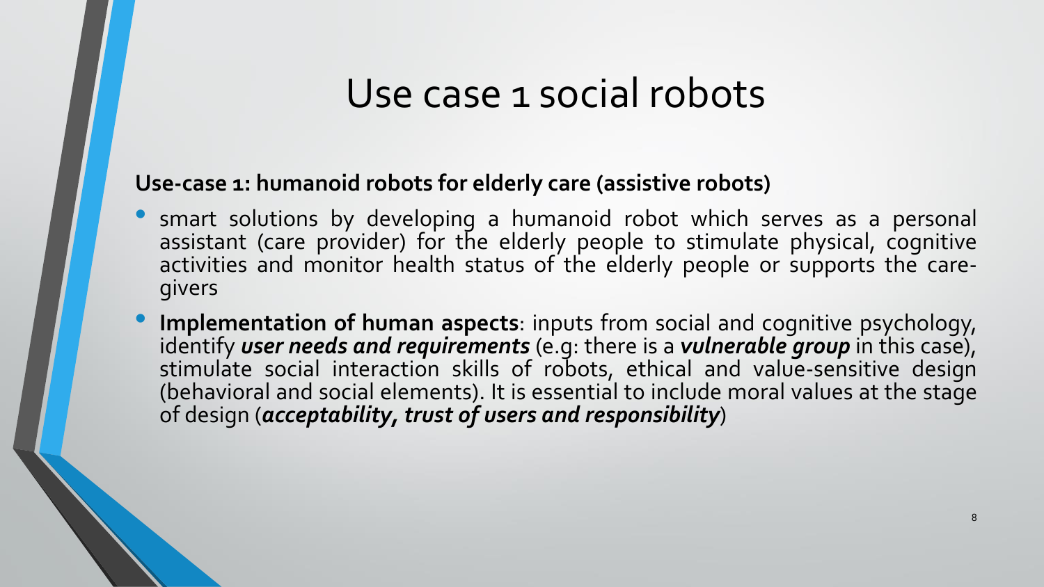# Use case 1 social robots

**Use-case 1: humanoid robots for elderly care (assistive robots)**

- smart solutions by developing a humanoid robot which serves as a personal assistant (care provider) for the elderly people to stimulate physical, cognitive activities and monitor health status of the elderly people or supports the care-givers
- **Implementation of human aspects**: inputs from social and cognitive psychology, identify ***user needs and requirements*** (e.g: there is a ***vulnerable group*** in this case), stimulate social interaction skills of robots, ethical and value-sensitive design (behavioral and social elements). It is essential to include moral values at the stage of design (***acceptability, trust of users and responsibility***)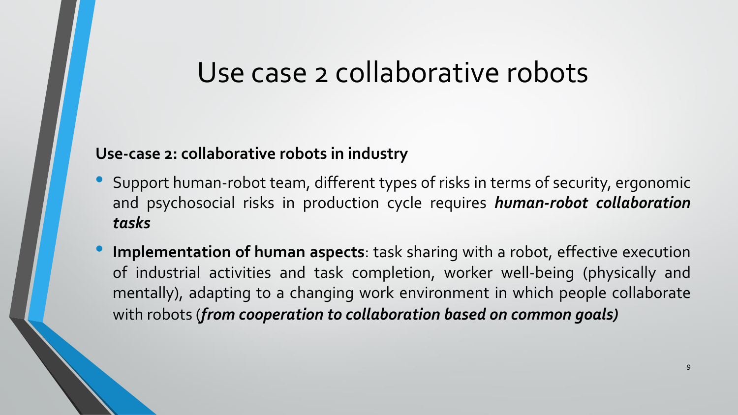# Use case 2 collaborative robots

**Use-case 2: collaborative robots in industry**

- Support human-robot team, different types of risks in terms of security, ergonomic and psychosocial risks in production cycle requires ***human-robot collaboration tasks***
- **Implementation of human aspects**: task sharing with a robot, effective execution of industrial activities and task completion, worker well-being (physically and mentally), adapting to a changing work environment in which people collaborate with robots (***from cooperation to collaboration based on common goals)***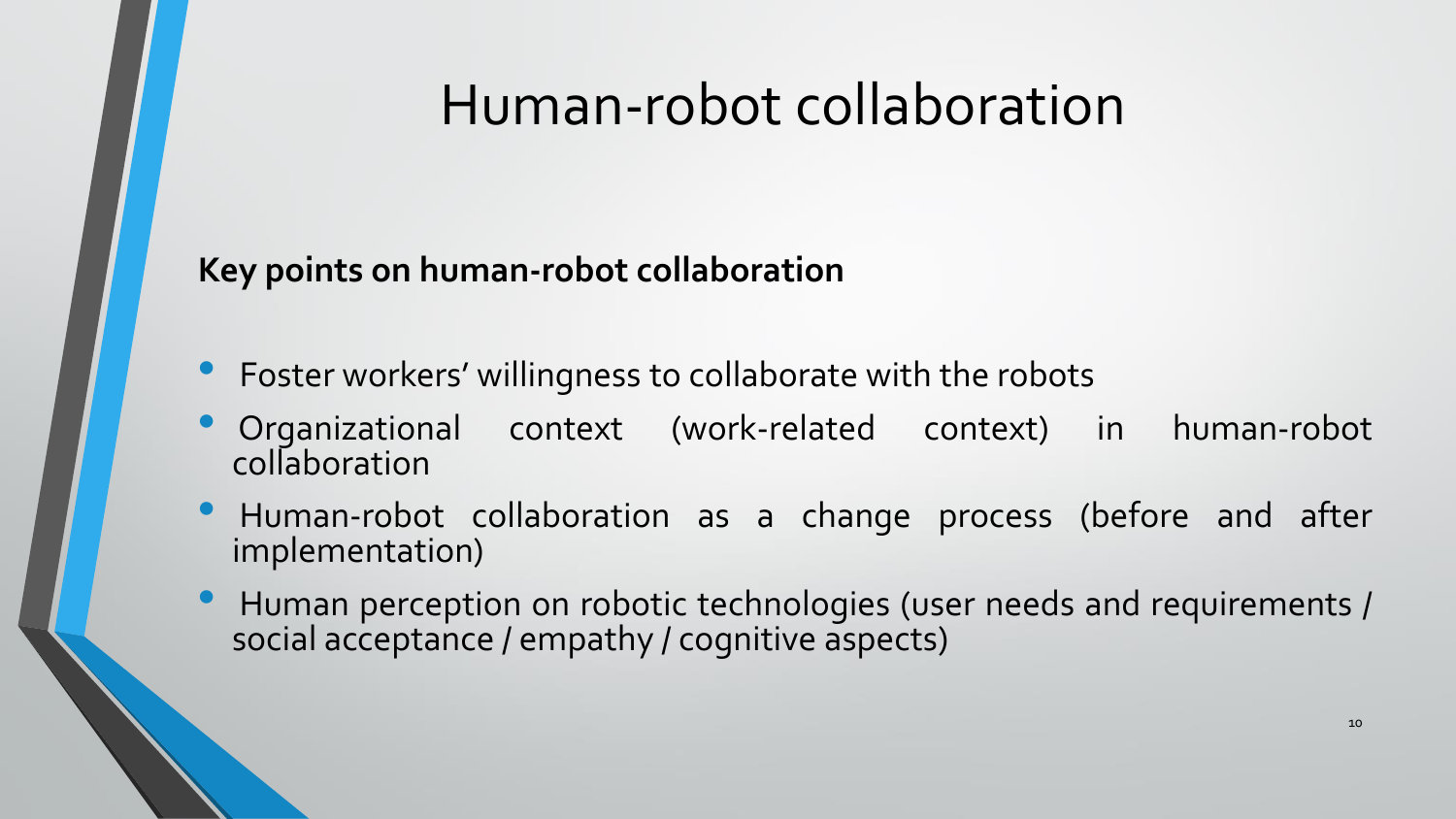# Human-robot collaboration

**Key points on human-robot collaboration**

- Foster workers' willingness to collaborate with the robots
- Organizational context (work-related context) in human-robot collaboration
- Human-robot collaboration as a change process (before and after implementation)
- Human perception on robotic technologies (user needs and requirements / social acceptance / empathy / cognitive aspects)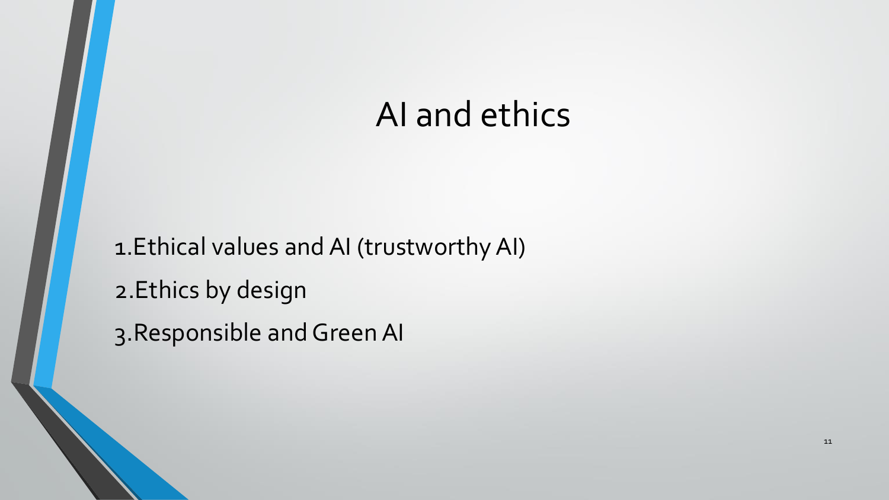# AI and ethics

1. Ethical values and AI (trustworthy AI)
2. Ethics by design
3. Responsible and Green AI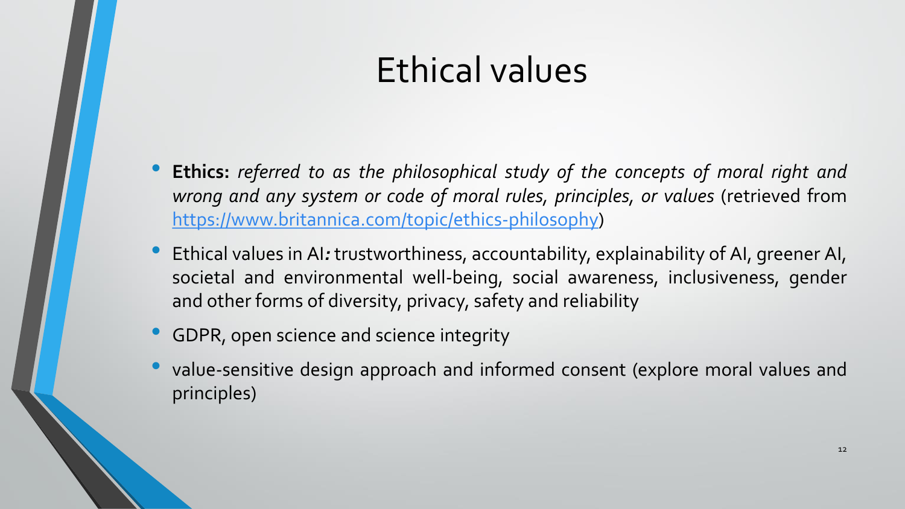# Ethical values

- **Ethics:** *referred to as the philosophical study of the concepts of moral right and wrong and any system or code of moral rules, principles, or values* (retrieved from [https://www.britannica.com/topic/ethics-philosophy](https://www.britannica.com/topic/ethics-philosophy))
- Ethical values in AI*:* trustworthiness, accountability, explainability of AI, greener AI, societal and environmental well-being, social awareness, inclusiveness, gender and other forms of diversity, privacy, safety and reliability
- GDPR, open science and science integrity
- value-sensitive design approach and informed consent (explore moral values and principles)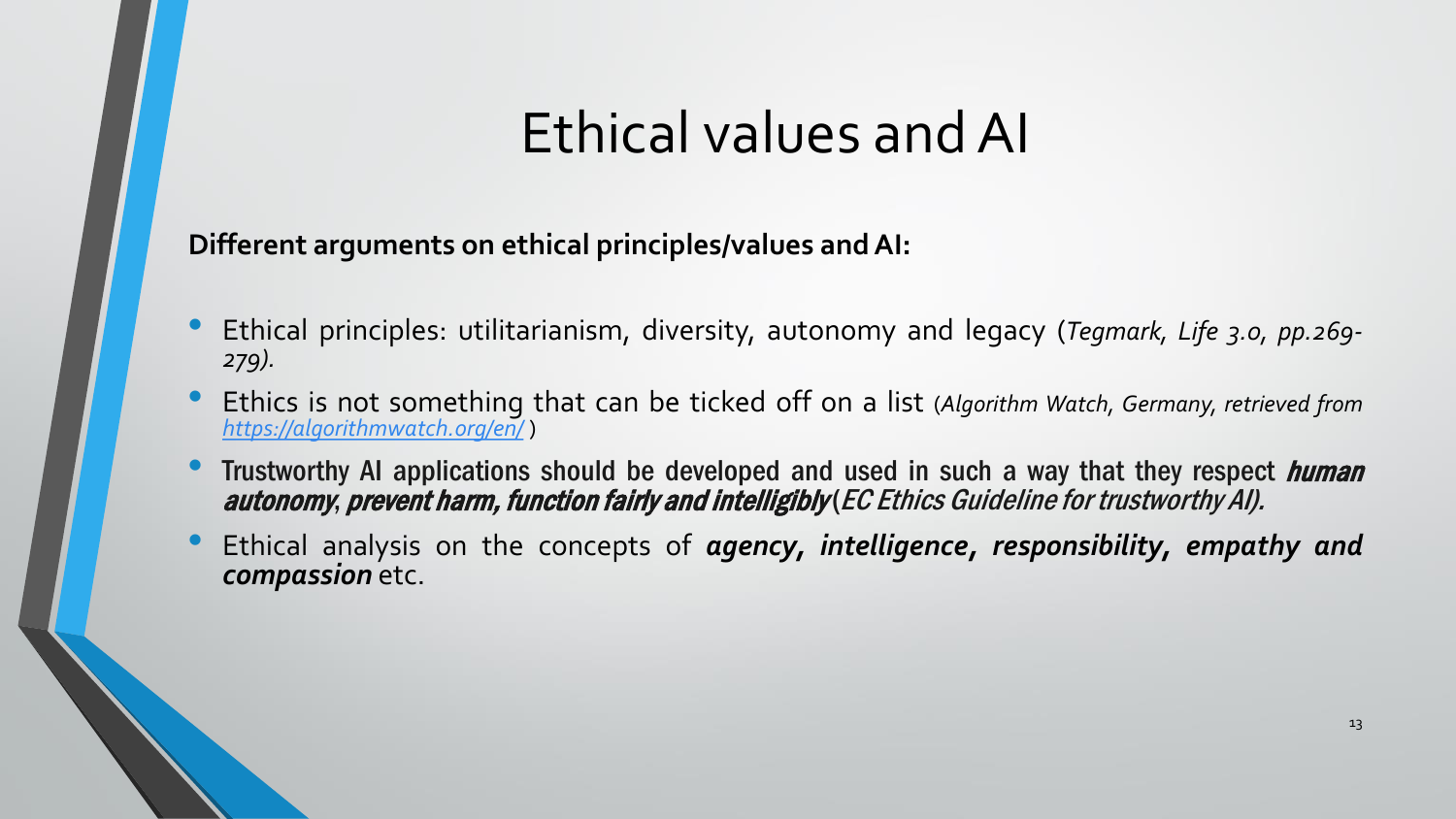# Ethical values and AI

**Different arguments on ethical principles/values and AI:**

- Ethical principles: utilitarianism, diversity, autonomy and legacy (*Tegmark, Life 3.0, pp.269-279).*
- Ethics is not something that can be ticked off on a list (*Algorithm Watch, Germany, retrieved from [https://algorithmwatch.org/en/](https://algorithmwatch.org/en/)* )
- Trustworthy AI applications should be developed and used in such a way that they respect ***human autonomy***, ***prevent harm, function fairly and intelligibly*** (*EC Ethics Guideline for trustworthy AI).*
- Ethical analysis on the concepts of ***agency, intelligence, responsibility, empathy and compassion*** etc.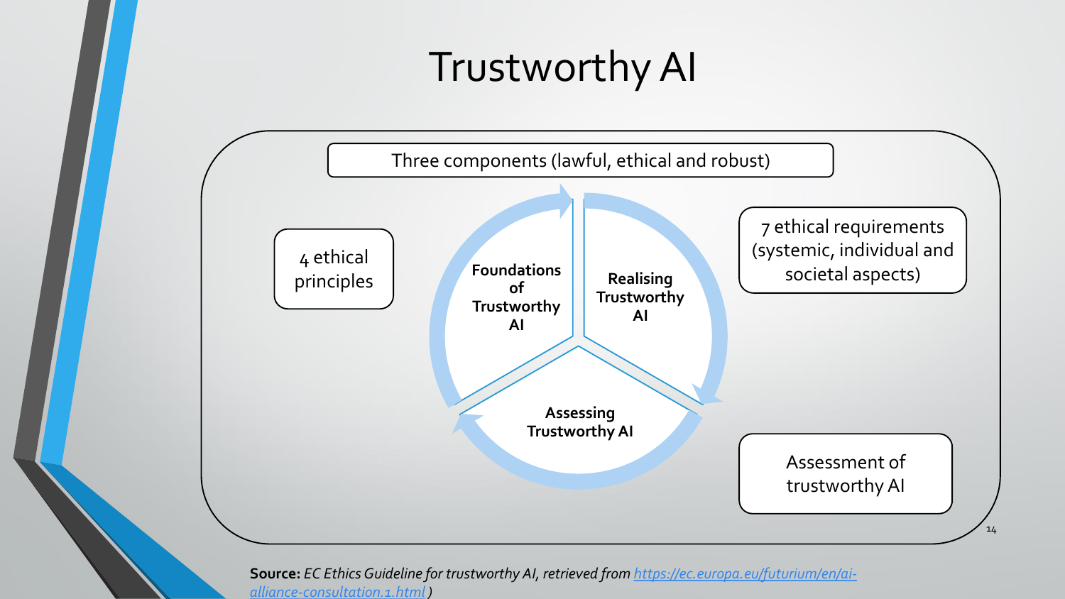# Trustworthy AI

Three components (lawful, ethical and robust)

4 ethical principles

Foundations of Trustworthy AI

Realising Trustworthy AI

Assessing Trustworthy AI

7 ethical requirements (systemic, individual and societal aspects)

Assessment of trustworthy AI

**Source:** *EC Ethics Guideline for trustworthy AI, retrieved from [https://ec.europa.eu/futurium/en/ai-alliance-consultation.1.html](https://ec.europa.eu/futurium/en/ai-alliance-consultation.1.html) )*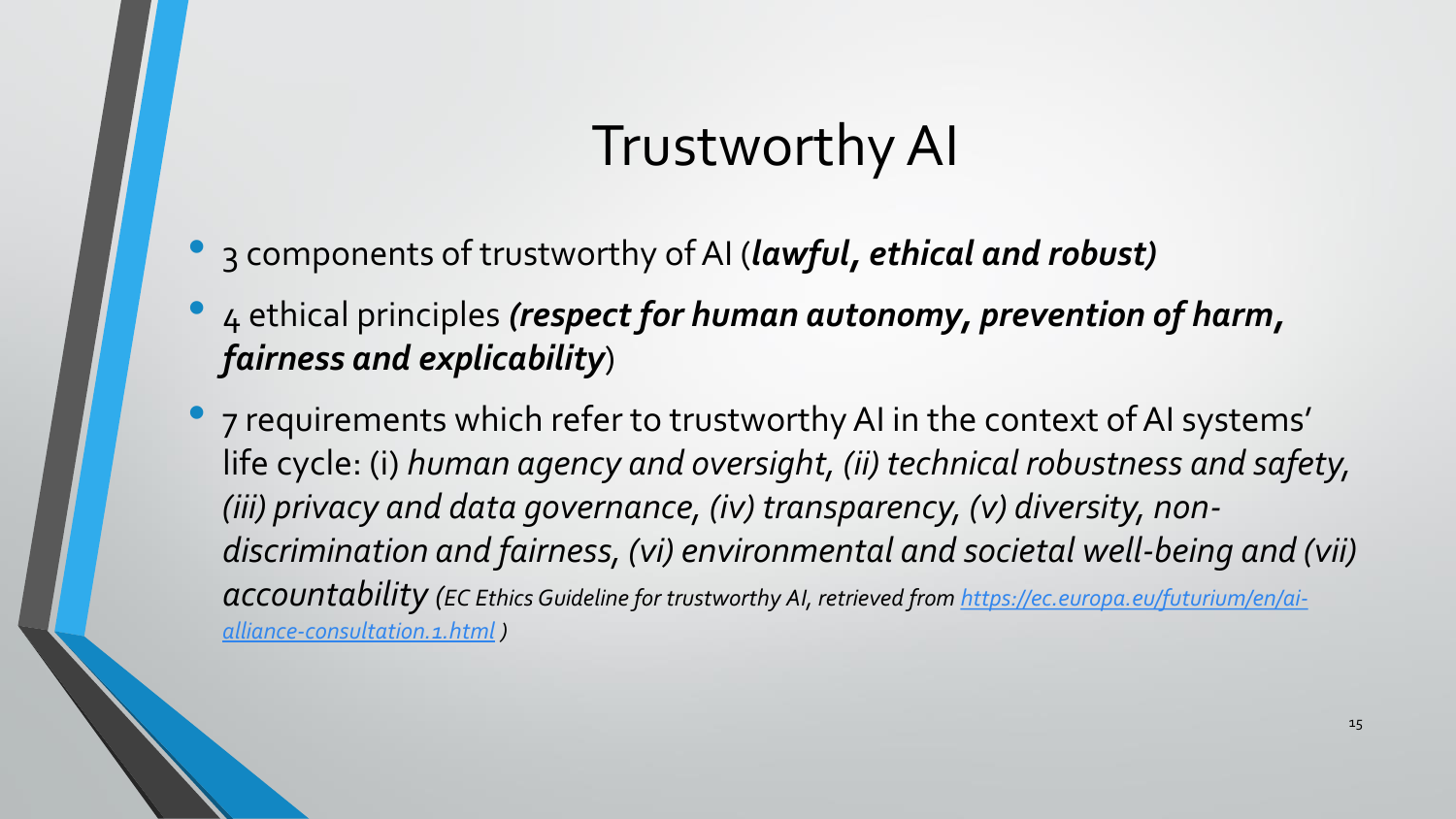# Trustworthy AI

- 3 components of trustworthy of AI (***lawful, ethical and robust)***
- 4 ethical principles ***(respect for human autonomy, prevention of harm, fairness and explicability***)
- 7 requirements which refer to trustworthy AI in the context of AI systems' life cycle: (i) *human agency and oversight, (ii) technical robustness and safety, (iii) privacy and data governance, (iv) transparency, (v) diversity, non-discrimination and fairness, (vi) environmental and societal well-being and (vii) accountability (EC Ethics Guideline for trustworthy AI, retrieved from [https://ec.europa.eu/futurium/en/ai-alliance-consultation.1.html](https://ec.europa.eu/futurium/en/ai-alliance-consultation.1.html) )*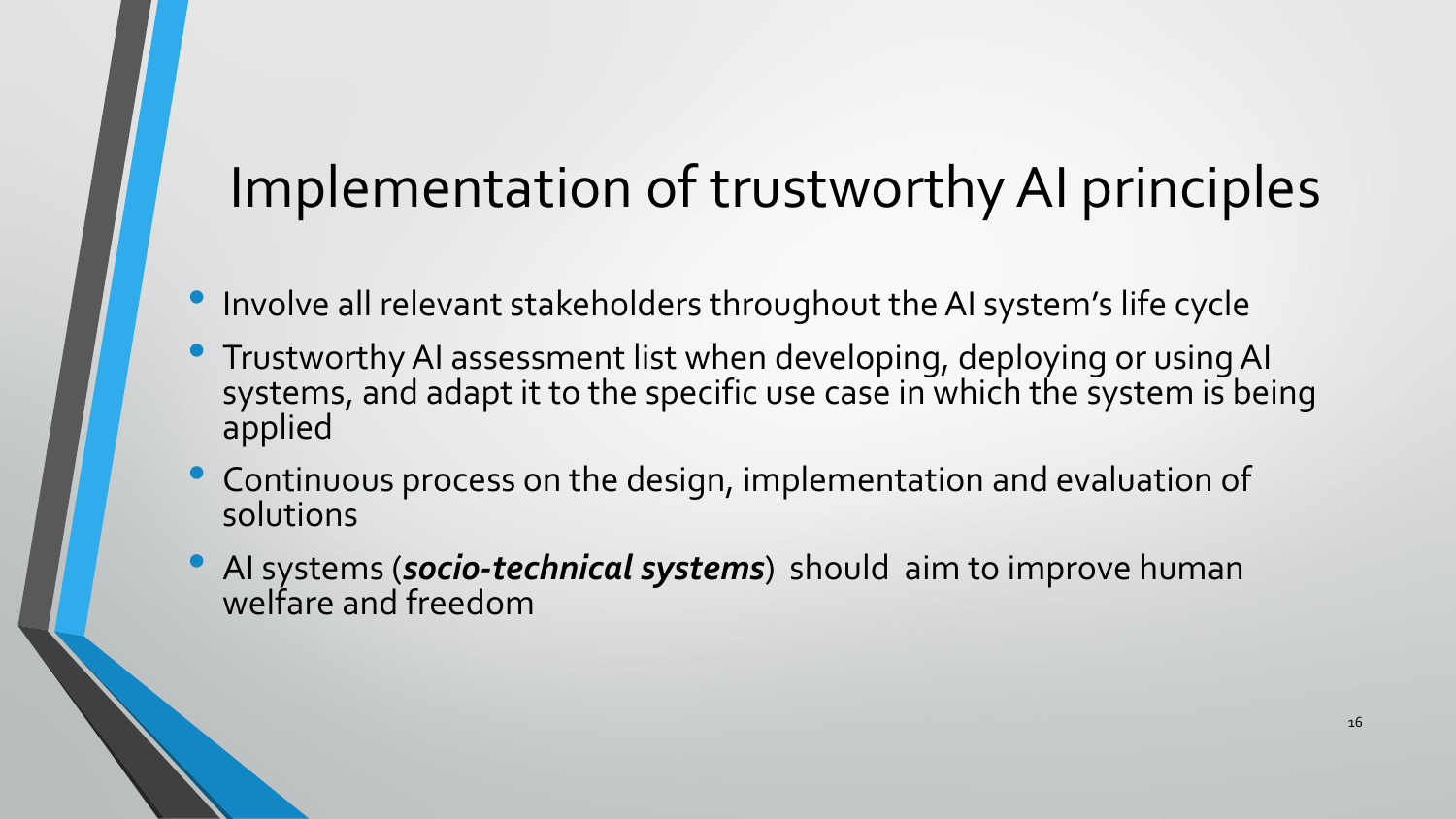# Implementation of trustworthy AI principles

- Involve all relevant stakeholders throughout the AI system's life cycle
- Trustworthy AI assessment list when developing, deploying or using AI systems, and adapt it to the specific use case in which the system is being applied
- Continuous process on the design, implementation and evaluation of solutions
- AI systems (***socio-technical systems***) should aim to improve human welfare and freedom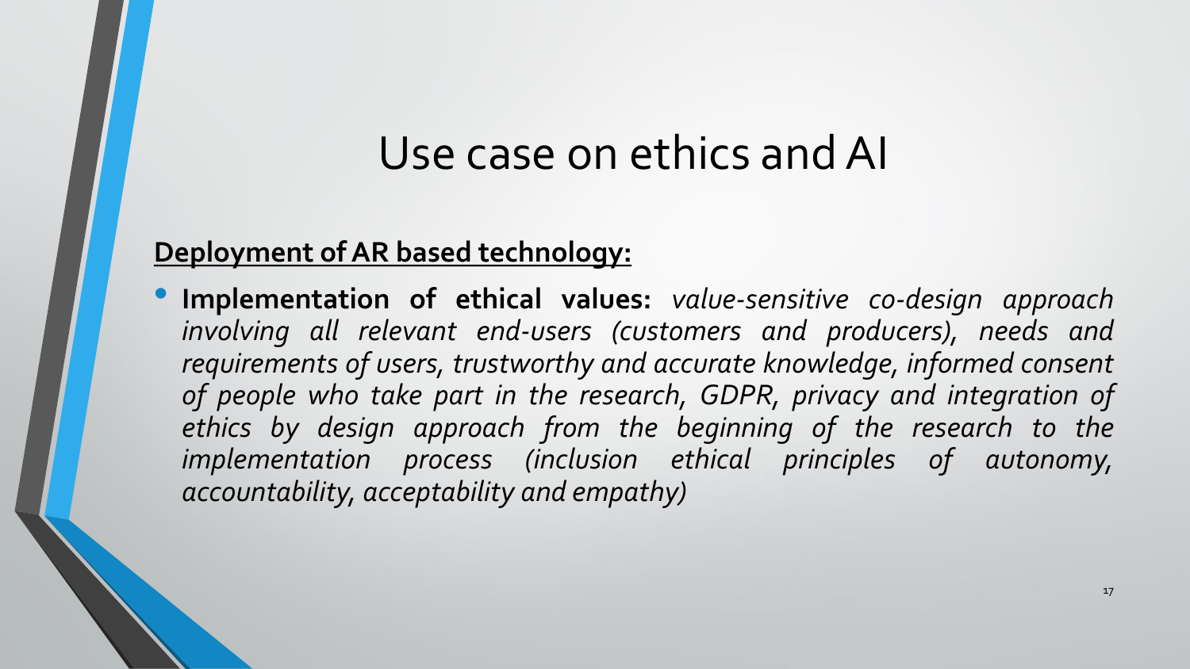# Use case on ethics and AI

**<u>Deployment of AR based technology:</u>**

- **Implementation of ethical values:** *value-sensitive co-design approach involving all relevant end-users (customers and producers), needs and requirements of users, trustworthy and accurate knowledge, informed consent of people who take part in the research, GDPR, privacy and integration of ethics by design approach from the beginning of the research to the implementation process (inclusion ethical principles of autonomy, accountability, acceptability and empathy)*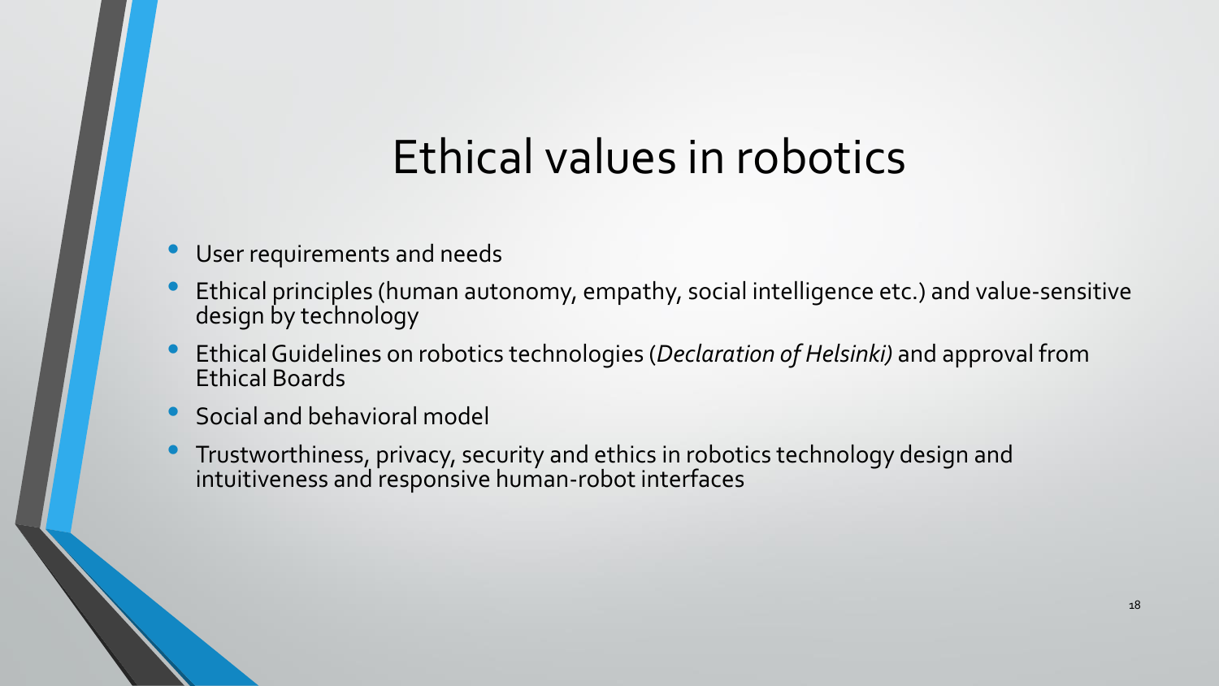# Ethical values in robotics

- User requirements and needs
- Ethical principles (human autonomy, empathy, social intelligence etc.) and value-sensitive design by technology
- Ethical Guidelines on robotics technologies (*Declaration of Helsinki)* and approval from Ethical Boards
- Social and behavioral model
- Trustworthiness, privacy, security and ethics in robotics technology design and intuitiveness and responsive human-robot interfaces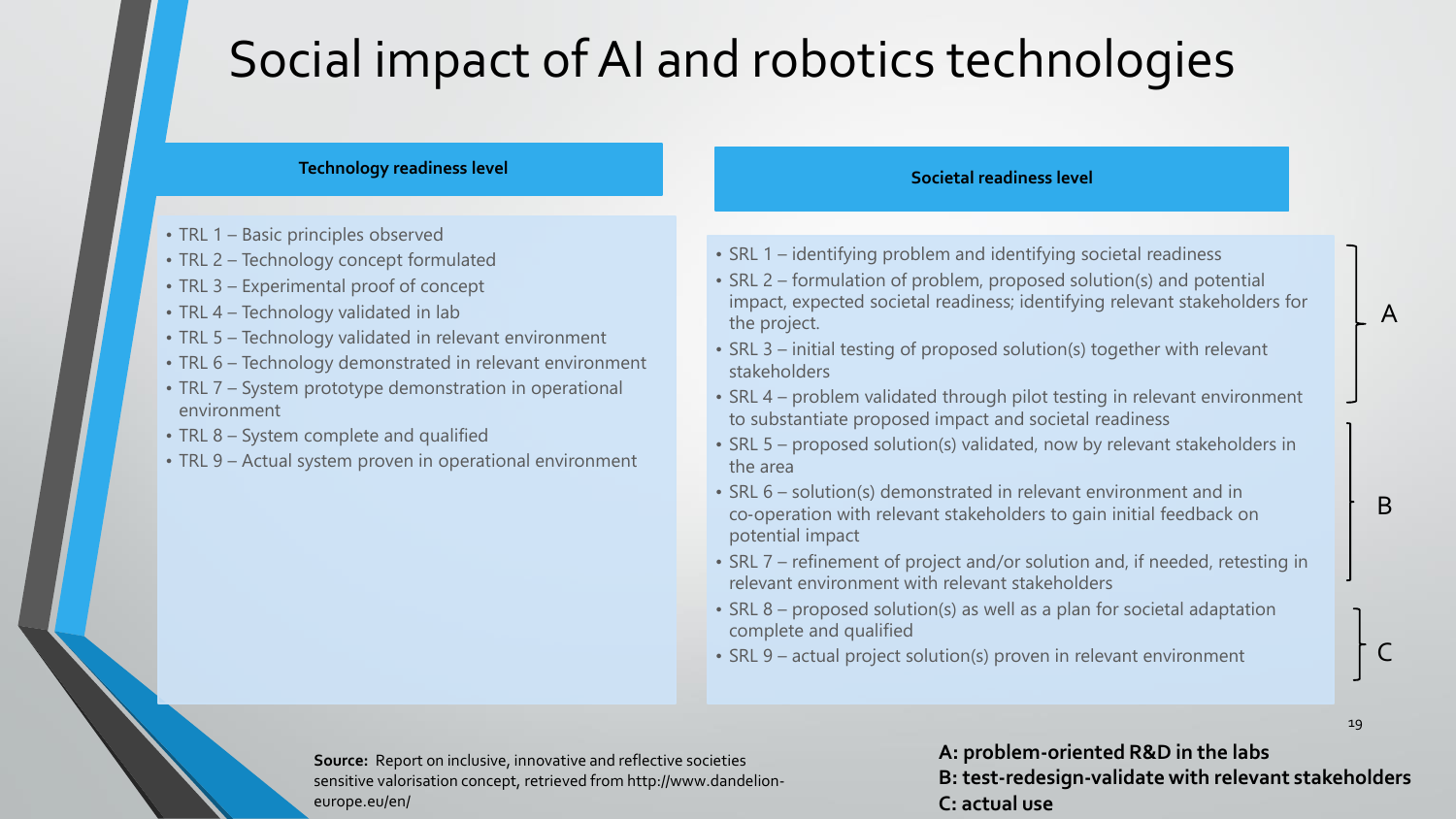# Social impact of AI and robotics technologies

**Technology readiness level**

- TRL 1 – Basic principles observed
- TRL 2 – Technology concept formulated
- TRL 3 – Experimental proof of concept
- TRL 4 – Technology validated in lab
- TRL 5 – Technology validated in relevant environment
- TRL 6 – Technology demonstrated in relevant environment
- TRL 7 – System prototype demonstration in operational environment
- TRL 8 – System complete and qualified
- TRL 9 – Actual system proven in operational environment

**Societal readiness level**

- SRL 1 – identifying problem and identifying societal readiness
- SRL 2 – formulation of problem, proposed solution(s) and potential impact, expected societal readiness; identifying relevant stakeholders for the project.
- SRL 3 – initial testing of proposed solution(s) together with relevant stakeholders
- SRL 4 – problem validated through pilot testing in relevant environment to substantiate proposed impact and societal readiness
- SRL 5 – proposed solution(s) validated, now by relevant stakeholders in the area
- SRL 6 – solution(s) demonstrated in relevant environment and in co-operation with relevant stakeholders to gain initial feedback on potential impact
- SRL 7 – refinement of project and/or solution and, if needed, retesting in relevant environment with relevant stakeholders
- SRL 8 – proposed solution(s) as well as a plan for societal adaptation complete and qualified
- SRL 9 – actual project solution(s) proven in relevant environment

A (SRL 1–4), B (SRL 5–7), C (SRL 8–9)

**Source:** Report on inclusive, innovative and reflective societies sensitive valorisation concept, retrieved from http://www.dandelion-europe.eu/en/

**A: problem-oriented R&D in the labs**
**B: test-redesign-validate with relevant stakeholders**
**C: actual use**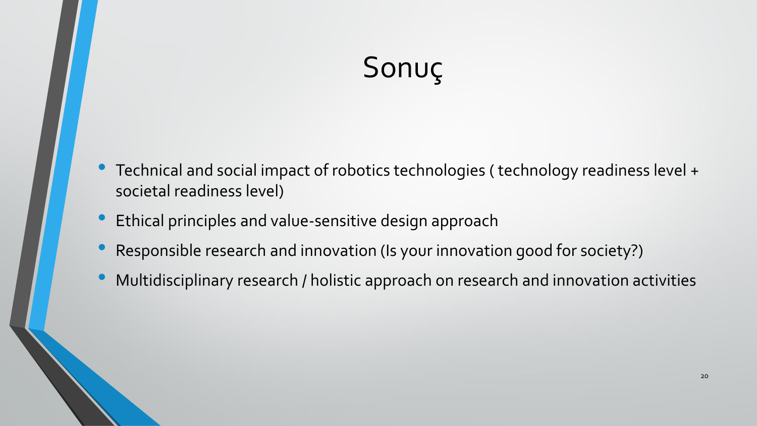# Sonuç

- Technical and social impact of robotics technologies ( technology readiness level + societal readiness level)
- Ethical principles and value-sensitive design approach
- Responsible research and innovation (Is your innovation good for society?)
- Multidisciplinary research / holistic approach on research and innovation activities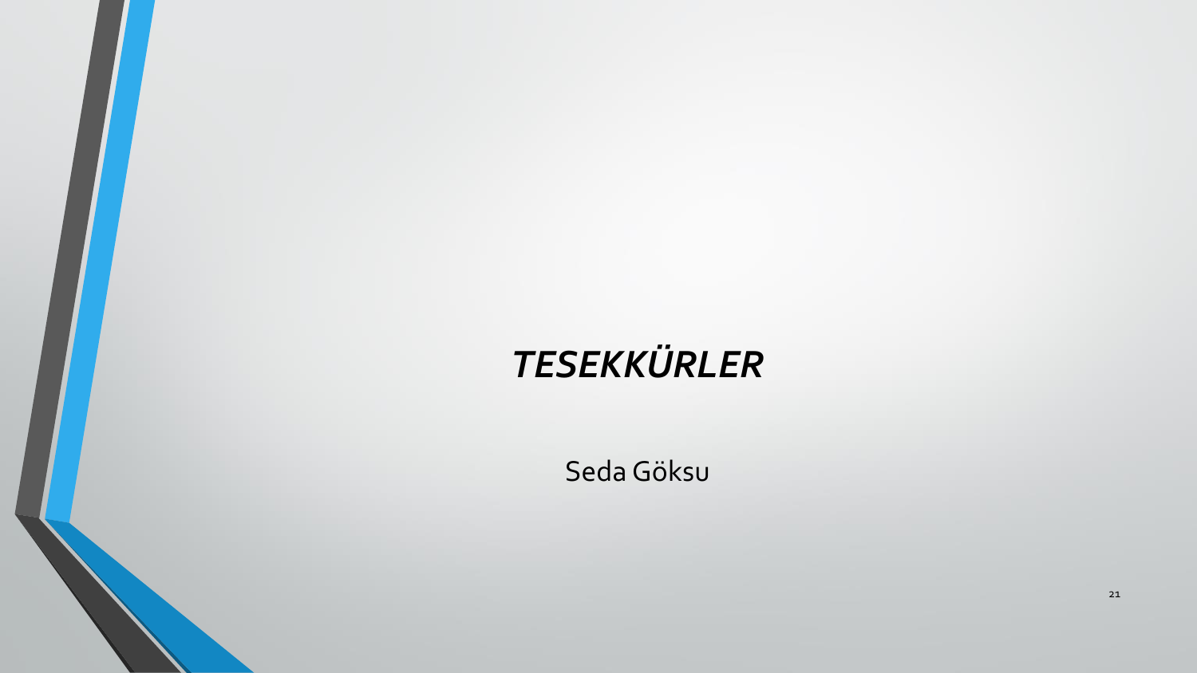***TESEKKÜRLER***

Seda Göksu